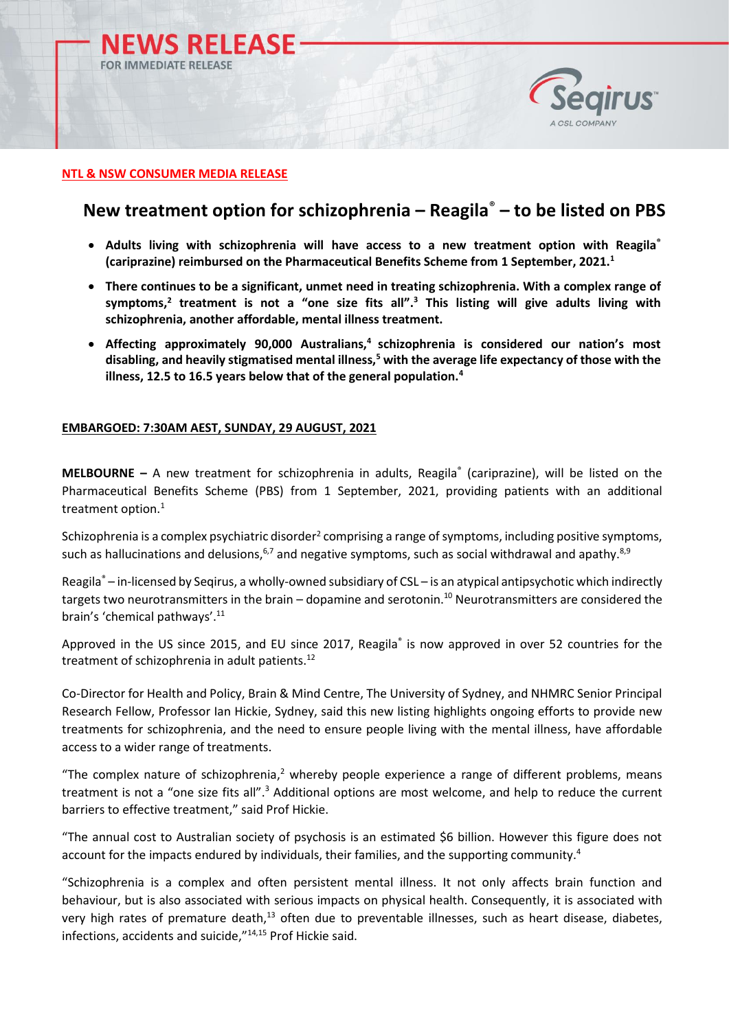# NEWS RELEASE

FOR IMMEDIATE RELEASE

Seqirus™ A CSL COMPANY

**NTL & NSW CONSUMER MEDIA RELEASE**

## New treatment option for schizophrenia – Reagila® – to be listed on PBS

- **Adults living with schizophrenia will have access to a new treatment option with Reagila® (cariprazine) reimbursed on the Pharmaceutical Benefits Scheme from 1 September, 2021.[1]**
- **There continues to be a significant, unmet need in treating schizophrenia. With a complex range of symptoms,[2] treatment is not a "one size fits all".[3] This listing will give adults living with schizophrenia, another affordable, mental illness treatment.**
- **Affecting approximately 90,000 Australians,[4] schizophrenia is considered our nation's most disabling, and heavily stigmatised mental illness,[5] with the average life expectancy of those with the illness, 12.5 to 16.5 years below that of the general population.[4]**

**EMBARGOED: 7:30AM AEST, SUNDAY, 29 AUGUST, 2021**

**MELBOURNE –** A new treatment for schizophrenia in adults, Reagila® (cariprazine), will be listed on the Pharmaceutical Benefits Scheme (PBS) from 1 September, 2021, providing patients with an additional treatment option.[1]

Schizophrenia is a complex psychiatric disorder[2] comprising a range of symptoms, including positive symptoms, such as hallucinations and delusions,[6,7] and negative symptoms, such as social withdrawal and apathy.[8,9]

Reagila® – in-licensed by Seqirus, a wholly-owned subsidiary of CSL – is an atypical antipsychotic which indirectly targets two neurotransmitters in the brain – dopamine and serotonin.[10] Neurotransmitters are considered the brain's 'chemical pathways'.[11]

Approved in the US since 2015, and EU since 2017, Reagila® is now approved in over 52 countries for the treatment of schizophrenia in adult patients.[12]

Co-Director for Health and Policy, Brain & Mind Centre, The University of Sydney, and NHMRC Senior Principal Research Fellow, Professor Ian Hickie, Sydney, said this new listing highlights ongoing efforts to provide new treatments for schizophrenia, and the need to ensure people living with the mental illness, have affordable access to a wider range of treatments.

"The complex nature of schizophrenia,[2] whereby people experience a range of different problems, means treatment is not a "one size fits all".[3] Additional options are most welcome, and help to reduce the current barriers to effective treatment," said Prof Hickie.

"The annual cost to Australian society of psychosis is an estimated $6 billion. However this figure does not account for the impacts endured by individuals, their families, and the supporting community.[4]

"Schizophrenia is a complex and often persistent mental illness. It not only affects brain function and behaviour, but is also associated with serious impacts on physical health. Consequently, it is associated with very high rates of premature death,[13] often due to preventable illnesses, such as heart disease, diabetes, infections, accidents and suicide,"[14,15] Prof Hickie said.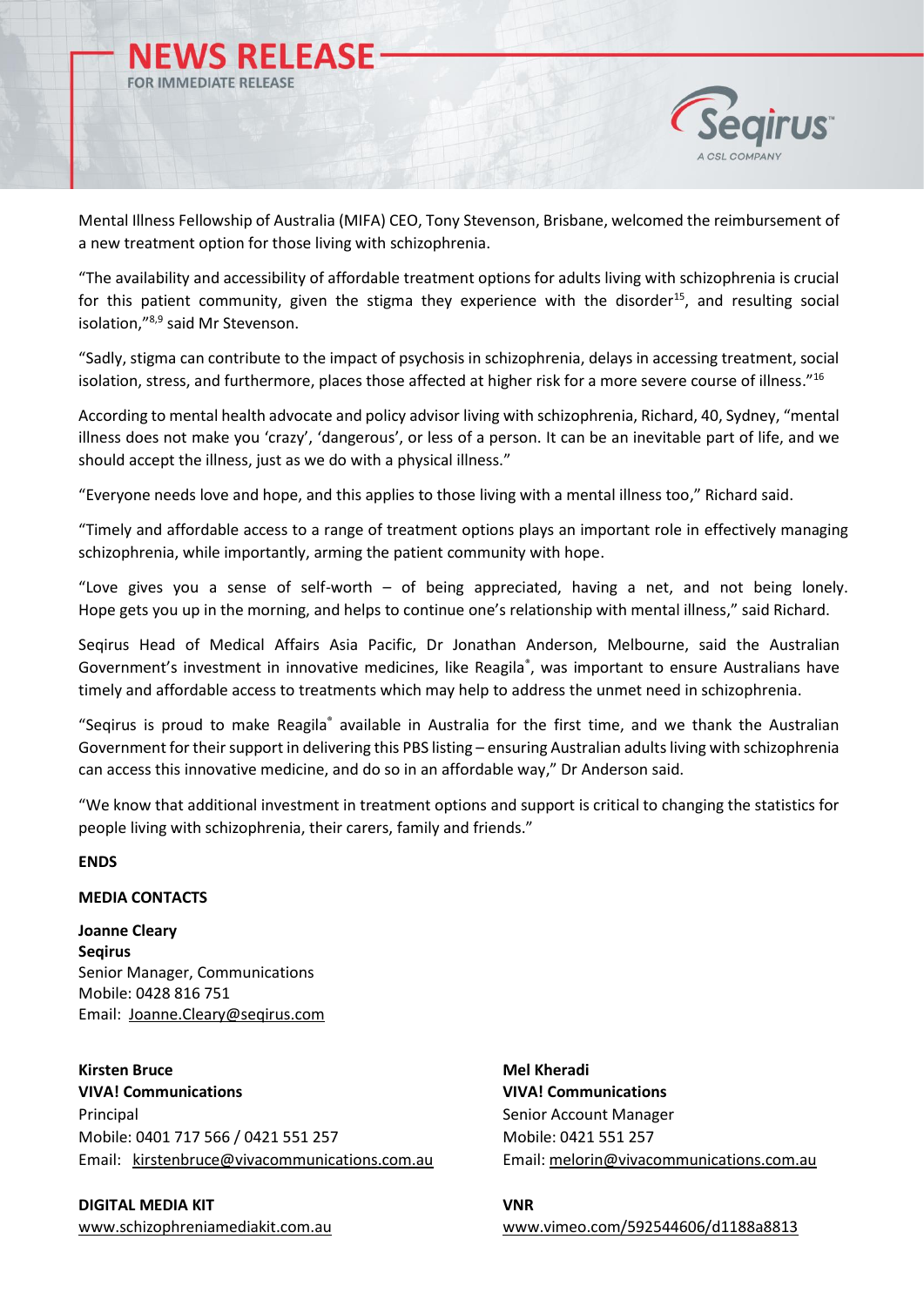# NEWS RELEASE

FOR IMMEDIATE RELEASE

Mental Illness Fellowship of Australia (MIFA) CEO, Tony Stevenson, Brisbane, welcomed the reimbursement of a new treatment option for those living with schizophrenia.

"The availability and accessibility of affordable treatment options for adults living with schizophrenia is crucial for this patient community, given the stigma they experience with the disorder[15], and resulting social isolation,"[8,9] said Mr Stevenson.

"Sadly, stigma can contribute to the impact of psychosis in schizophrenia, delays in accessing treatment, social isolation, stress, and furthermore, places those affected at higher risk for a more severe course of illness."[16]

According to mental health advocate and policy advisor living with schizophrenia, Richard, 40, Sydney, "mental illness does not make you 'crazy', 'dangerous', or less of a person. It can be an inevitable part of life, and we should accept the illness, just as we do with a physical illness."

"Everyone needs love and hope, and this applies to those living with a mental illness too," Richard said.

"Timely and affordable access to a range of treatment options plays an important role in effectively managing schizophrenia, while importantly, arming the patient community with hope.

"Love gives you a sense of self-worth – of being appreciated, having a net, and not being lonely. Hope gets you up in the morning, and helps to continue one's relationship with mental illness," said Richard.

Seqirus Head of Medical Affairs Asia Pacific, Dr Jonathan Anderson, Melbourne, said the Australian Government's investment in innovative medicines, like Reagila®, was important to ensure Australians have timely and affordable access to treatments which may help to address the unmet need in schizophrenia.

"Seqirus is proud to make Reagila® available in Australia for the first time, and we thank the Australian Government for their support in delivering this PBS listing – ensuring Australian adults living with schizophrenia can access this innovative medicine, and do so in an affordable way," Dr Anderson said.

"We know that additional investment in treatment options and support is critical to changing the statistics for people living with schizophrenia, their carers, family and friends."

**ENDS**

**MEDIA CONTACTS**

**Joanne Cleary**
**Seqirus**
Senior Manager, Communications
Mobile: 0428 816 751
Email: Joanne.Cleary@seqirus.com

**Kirsten Bruce**
**VIVA! Communications**
Principal
Mobile: 0401 717 566 / 0421 551 257
Email: kirstenbruce@vivacommunications.com.au

**Mel Kheradi**
**VIVA! Communications**
Senior Account Manager
Mobile: 0421 551 257
Email: melorin@vivacommunications.com.au

**DIGITAL MEDIA KIT**
www.schizophreniamediakit.com.au

**VNR**
www.vimeo.com/592544606/d1188a8813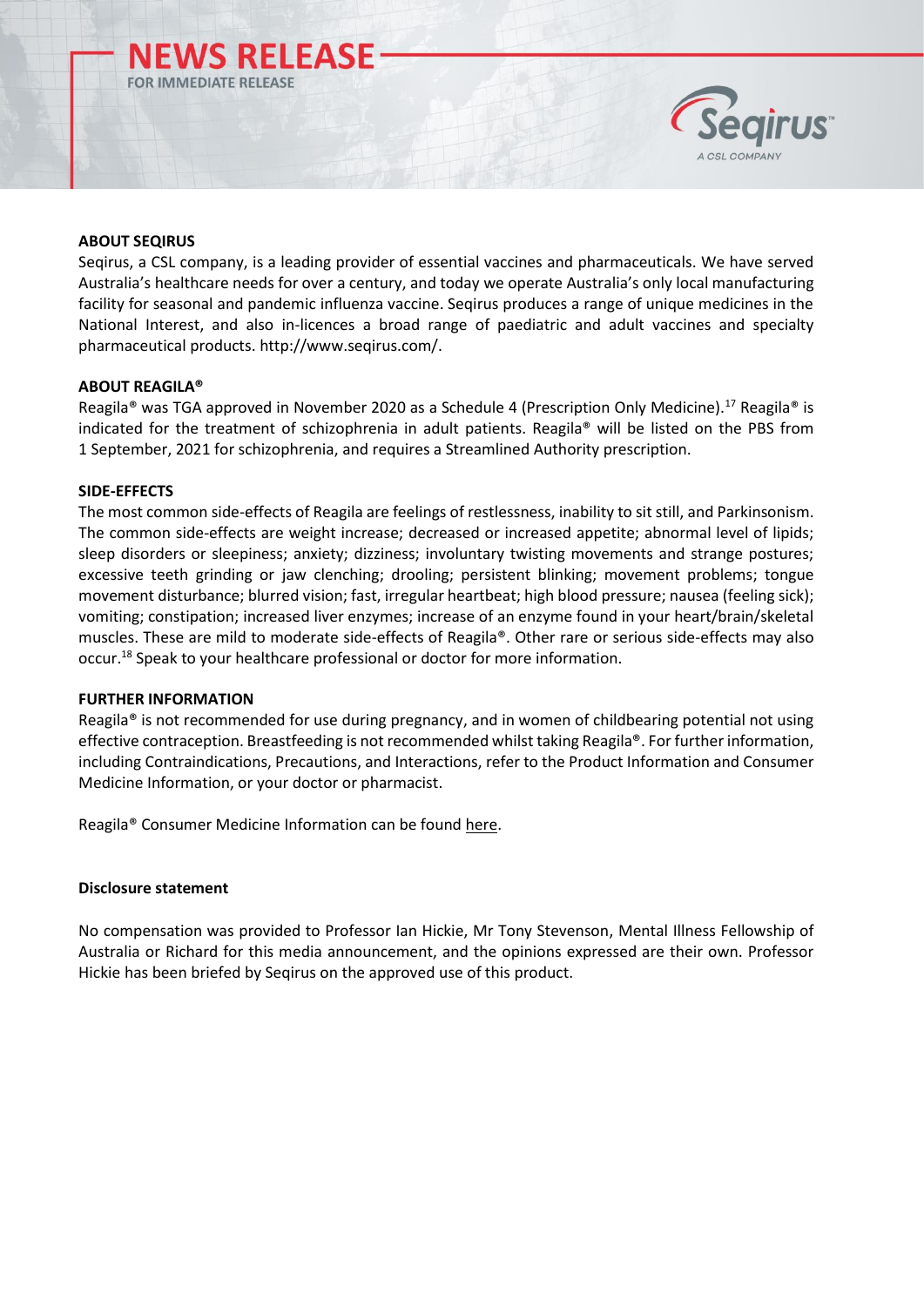**ABOUT SEQIRUS**

Seqirus, a CSL company, is a leading provider of essential vaccines and pharmaceuticals. We have served Australia's healthcare needs for over a century, and today we operate Australia's only local manufacturing facility for seasonal and pandemic influenza vaccine. Seqirus produces a range of unique medicines in the National Interest, and also in-licences a broad range of paediatric and adult vaccines and specialty pharmaceutical products. http://www.seqirus.com/.

**ABOUT REAGILA®**

Reagila® was TGA approved in November 2020 as a Schedule 4 (Prescription Only Medicine).[17] Reagila® is indicated for the treatment of schizophrenia in adult patients. Reagila® will be listed on the PBS from 1 September, 2021 for schizophrenia, and requires a Streamlined Authority prescription.

**SIDE-EFFECTS**

The most common side-effects of Reagila are feelings of restlessness, inability to sit still, and Parkinsonism. The common side-effects are weight increase; decreased or increased appetite; abnormal level of lipids; sleep disorders or sleepiness; anxiety; dizziness; involuntary twisting movements and strange postures; excessive teeth grinding or jaw clenching; drooling; persistent blinking; movement problems; tongue movement disturbance; blurred vision; fast, irregular heartbeat; high blood pressure; nausea (feeling sick); vomiting; constipation; increased liver enzymes; increase of an enzyme found in your heart/brain/skeletal muscles. These are mild to moderate side-effects of Reagila®. Other rare or serious side-effects may also occur.[18] Speak to your healthcare professional or doctor for more information.

**FURTHER INFORMATION**

Reagila® is not recommended for use during pregnancy, and in women of childbearing potential not using effective contraception. Breastfeeding is not recommended whilst taking Reagila®. For further information, including Contraindications, Precautions, and Interactions, refer to the Product Information and Consumer Medicine Information, or your doctor or pharmacist.

Reagila® Consumer Medicine Information can be found here.

**Disclosure statement**

No compensation was provided to Professor Ian Hickie, Mr Tony Stevenson, Mental Illness Fellowship of Australia or Richard for this media announcement, and the opinions expressed are their own. Professor Hickie has been briefed by Seqirus on the approved use of this product.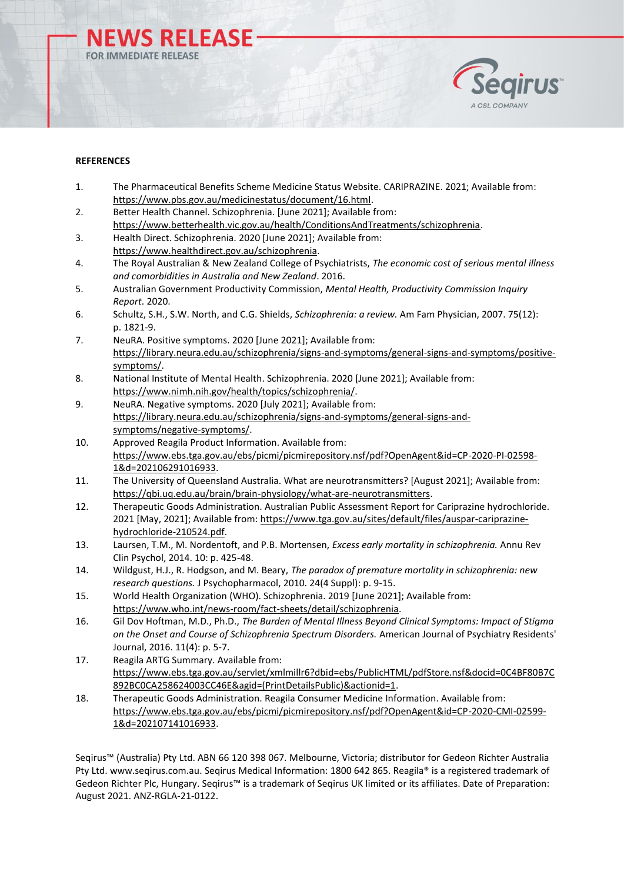**REFERENCES**

1. The Pharmaceutical Benefits Scheme Medicine Status Website. CARIPRAZINE. 2021; Available from: https://www.pbs.gov.au/medicinestatus/document/16.html.
2. Better Health Channel. Schizophrenia. [June 2021]; Available from: https://www.betterhealth.vic.gov.au/health/ConditionsAndTreatments/schizophrenia.
3. Health Direct. Schizophrenia. 2020 [June 2021]; Available from: https://www.healthdirect.gov.au/schizophrenia.
4. The Royal Australian & New Zealand College of Psychiatrists, *The economic cost of serious mental illness and comorbidities in Australia and New Zealand*. 2016.
5. Australian Government Productivity Commission, *Mental Health, Productivity Commission Inquiry Report*. 2020.
6. Schultz, S.H., S.W. North, and C.G. Shields, *Schizophrenia: a review.* Am Fam Physician, 2007. 75(12): p. 1821-9.
7. NeuRA. Positive symptoms. 2020 [June 2021]; Available from: https://library.neura.edu.au/schizophrenia/signs-and-symptoms/general-signs-and-symptoms/positive-symptoms/.
8. National Institute of Mental Health. Schizophrenia. 2020 [June 2021]; Available from: https://www.nimh.nih.gov/health/topics/schizophrenia/.
9. NeuRA. Negative symptoms. 2020 [July 2021]; Available from: https://library.neura.edu.au/schizophrenia/signs-and-symptoms/general-signs-and-symptoms/negative-symptoms/.
10. Approved Reagila Product Information. Available from: https://www.ebs.tga.gov.au/ebs/picmi/picmirepository.nsf/pdf?OpenAgent&id=CP-2020-PI-02598-1&d=202106291016933.
11. The University of Queensland Australia. What are neurotransmitters? [August 2021]; Available from: https://qbi.uq.edu.au/brain/brain-physiology/what-are-neurotransmitters.
12. Therapeutic Goods Administration. Australian Public Assessment Report for Cariprazine hydrochloride. 2021 [May, 2021]; Available from: https://www.tga.gov.au/sites/default/files/auspar-cariprazine-hydrochloride-210524.pdf.
13. Laursen, T.M., M. Nordentoft, and P.B. Mortensen, *Excess early mortality in schizophrenia.* Annu Rev Clin Psychol, 2014. 10: p. 425-48.
14. Wildgust, H.J., R. Hodgson, and M. Beary, *The paradox of premature mortality in schizophrenia: new research questions.* J Psychopharmacol, 2010. 24(4 Suppl): p. 9-15.
15. World Health Organization (WHO). Schizophrenia. 2019 [June 2021]; Available from: https://www.who.int/news-room/fact-sheets/detail/schizophrenia.
16. Gil Dov Hoftman, M.D., Ph.D., *The Burden of Mental Illness Beyond Clinical Symptoms: Impact of Stigma on the Onset and Course of Schizophrenia Spectrum Disorders.* American Journal of Psychiatry Residents' Journal, 2016. 11(4): p. 5-7.
17. Reagila ARTG Summary. Available from: https://www.ebs.tga.gov.au/servlet/xmlmillr6?dbid=ebs/PublicHTML/pdfStore.nsf&docid=0C4BF80B7C892BC0CA258624003CC46E&agid=(PrintDetailsPublic)&actionid=1.
18. Therapeutic Goods Administration. Reagila Consumer Medicine Information. Available from: https://www.ebs.tga.gov.au/ebs/picmi/picmirepository.nsf/pdf?OpenAgent&id=CP-2020-CMI-02599-1&d=202107141016933.

Seqirus™ (Australia) Pty Ltd. ABN 66 120 398 067. Melbourne, Victoria; distributor for Gedeon Richter Australia Pty Ltd. www.seqirus.com.au. Seqirus Medical Information: 1800 642 865. Reagila® is a registered trademark of Gedeon Richter Plc, Hungary. Seqirus™ is a trademark of Seqirus UK limited or its affiliates. Date of Preparation: August 2021. ANZ-RGLA-21-0122.